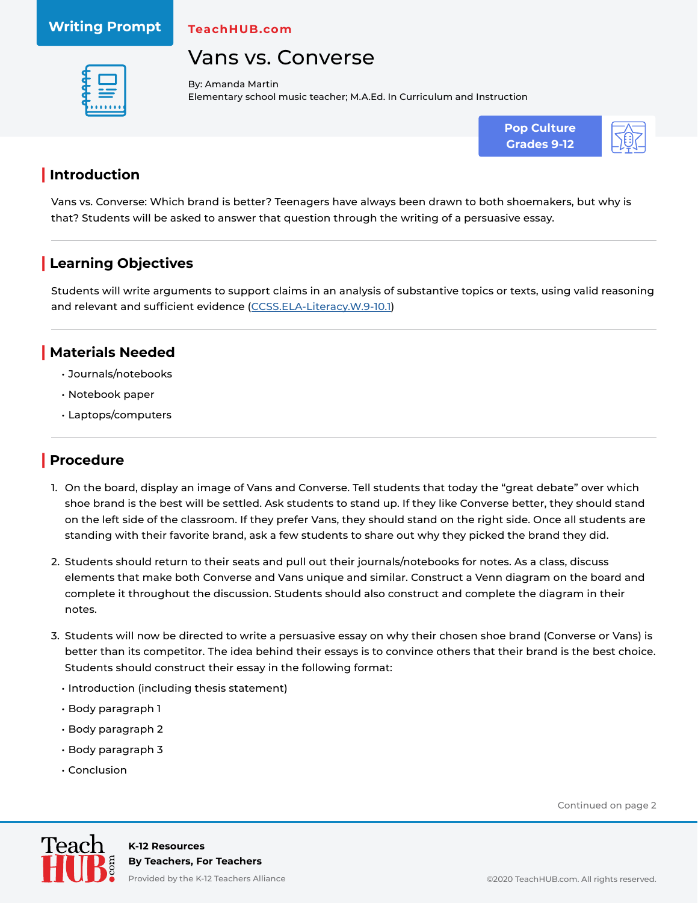Writing Prompt

TeachHUB.com

# Vans vs. Converse

By: Amanda Martin
Elementary school music teacher; M.A.Ed. In Curriculum and Instruction

Pop Culture
Grades 9-12

## Introduction

Vans vs. Converse: Which brand is better? Teenagers have always been drawn to both shoemakers, but why is that? Students will be asked to answer that question through the writing of a persuasive essay.

## Learning Objectives

Students will write arguments to support claims in an analysis of substantive topics or texts, using valid reasoning and relevant and sufficient evidence (CCSS.ELA-Literacy.W.9-10.1)

## Materials Needed

- Journals/notebooks
- Notebook paper
- Laptops/computers

## Procedure

1. On the board, display an image of Vans and Converse. Tell students that today the "great debate" over which shoe brand is the best will be settled. Ask students to stand up. If they like Converse better, they should stand on the left side of the classroom. If they prefer Vans, they should stand on the right side. Once all students are standing with their favorite brand, ask a few students to share out why they picked the brand they did.

2. Students should return to their seats and pull out their journals/notebooks for notes. As a class, discuss elements that make both Converse and Vans unique and similar. Construct a Venn diagram on the board and complete it throughout the discussion. Students should also construct and complete the diagram in their notes.

3. Students will now be directed to write a persuasive essay on why their chosen shoe brand (Converse or Vans) is better than its competitor. The idea behind their essays is to convince others that their brand is the best choice. Students should construct their essay in the following format:

   - Introduction (including thesis statement)
   - Body paragraph 1
   - Body paragraph 2
   - Body paragraph 3
   - Conclusion

Continued on page 2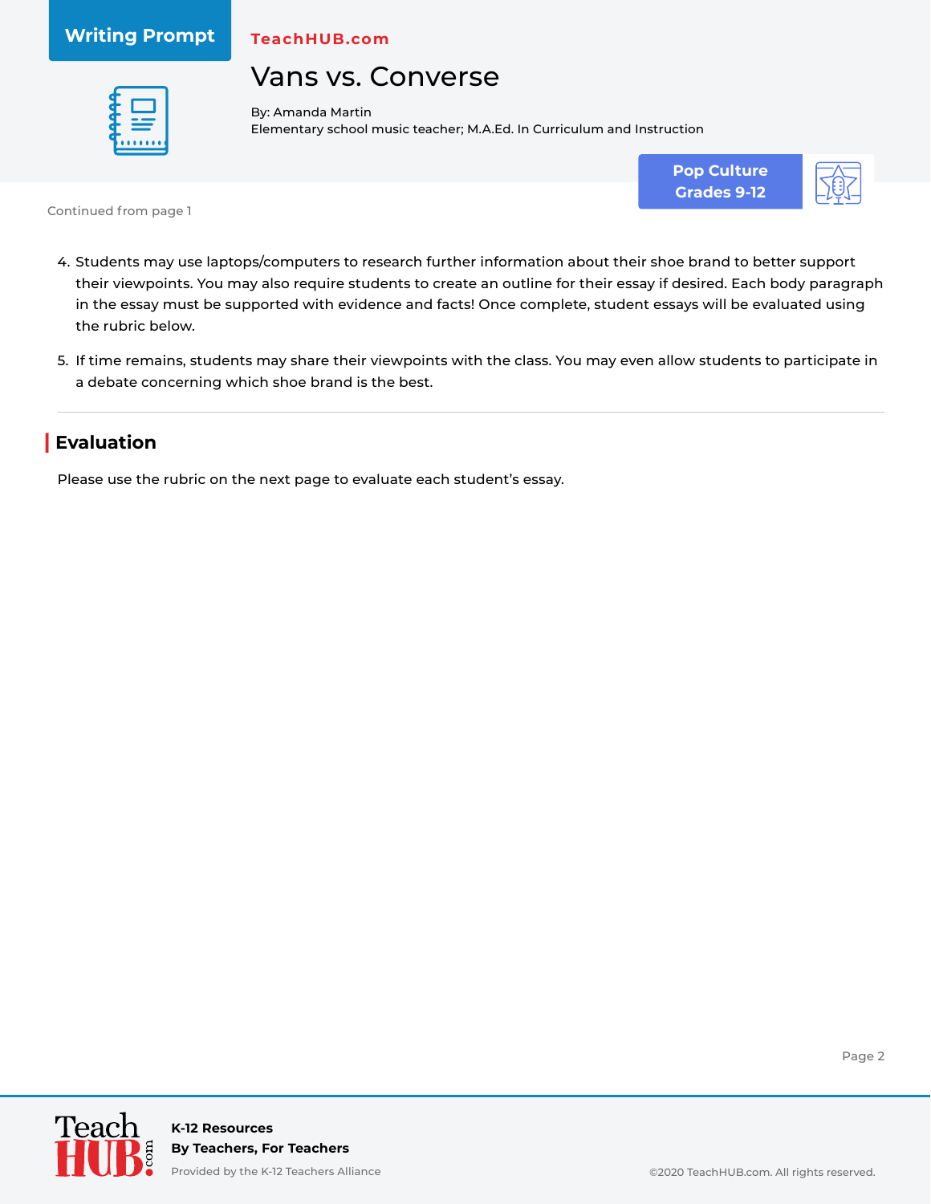Continued from page 1

4. Students may use laptops/computers to research further information about their shoe brand to better support their viewpoints. You may also require students to create an outline for their essay if desired. Each body paragraph in the essay must be supported with evidence and facts! Once complete, student essays will be evaluated using the rubric below.

5. If time remains, students may share their viewpoints with the class. You may even allow students to participate in a debate concerning which shoe brand is the best.

---

## Evaluation

Please use the rubric on the next page to evaluate each student's essay.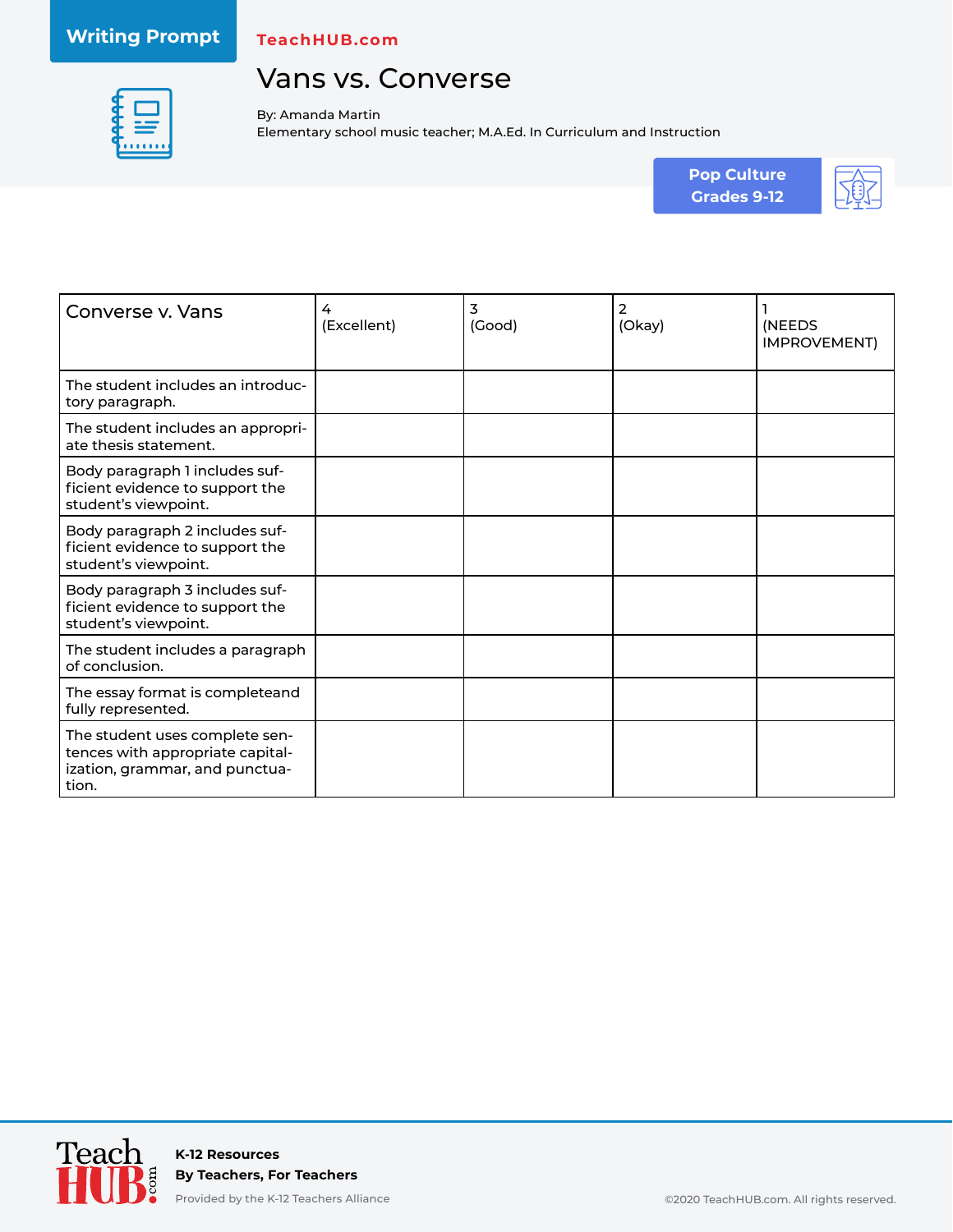Writing Prompt

TeachHUB.com

# Vans vs. Converse

By: Amanda Martin
Elementary school music teacher; M.A.Ed. In Curriculum and Instruction

Pop Culture
Grades 9-12

| Converse v. Vans | 4 (Excellent) | 3 (Good) | 2 (Okay) | 1 (NEEDS IMPROVEMENT) |
|---|---|---|---|---|
| The student includes an introductory paragraph. | | | | |
| The student includes an appropriate thesis statement. | | | | |
| Body paragraph 1 includes sufficient evidence to support the student's viewpoint. | | | | |
| Body paragraph 2 includes sufficient evidence to support the student's viewpoint. | | | | |
| Body paragraph 3 includes sufficient evidence to support the student's viewpoint. | | | | |
| The student includes a paragraph of conclusion. | | | | |
| The essay format is completeand fully represented. | | | | |
| The student uses complete sentences with appropriate capitalization, grammar, and punctuation. | | | | |

K-12 Resources
By Teachers, For Teachers
Provided by the K-12 Teachers Alliance

©2020 TeachHUB.com. All rights reserved.